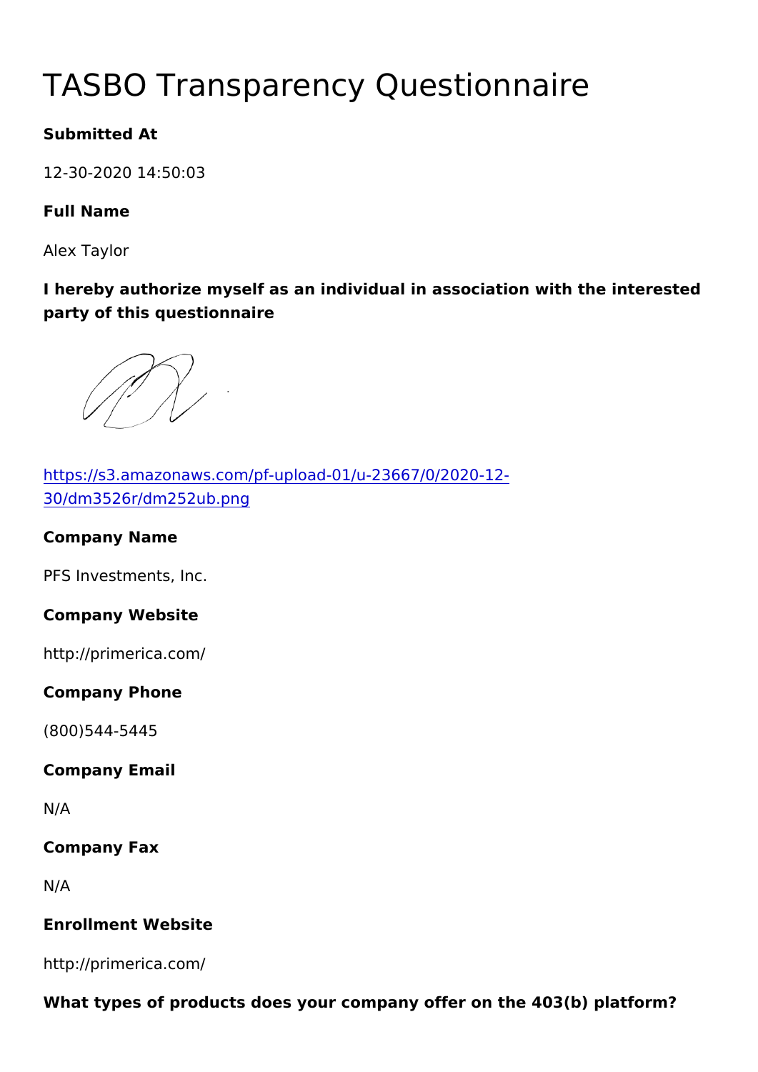# TASBO Transparency Questionnaire

**Submitted At**

12-30-2020 14:50:03

**Full Name**

Alex Taylor

**I hereby authorize myself as an individual in association with the interested party of this questionnaire**

https://s3.amazonaws.com/pf-upload-01/u-23667/0/2020-12-30/dm3526r/dm252ub.png

**Company Name**

PFS Investments, Inc.

**Company Website**

http://primerica.com/

**Company Phone**

(800)544-5445

**Company Email**

N/A

**Company Fax**

N/A

**Enrollment Website**

http://primerica.com/

**What types of products does your company offer on the 403(b) platform?**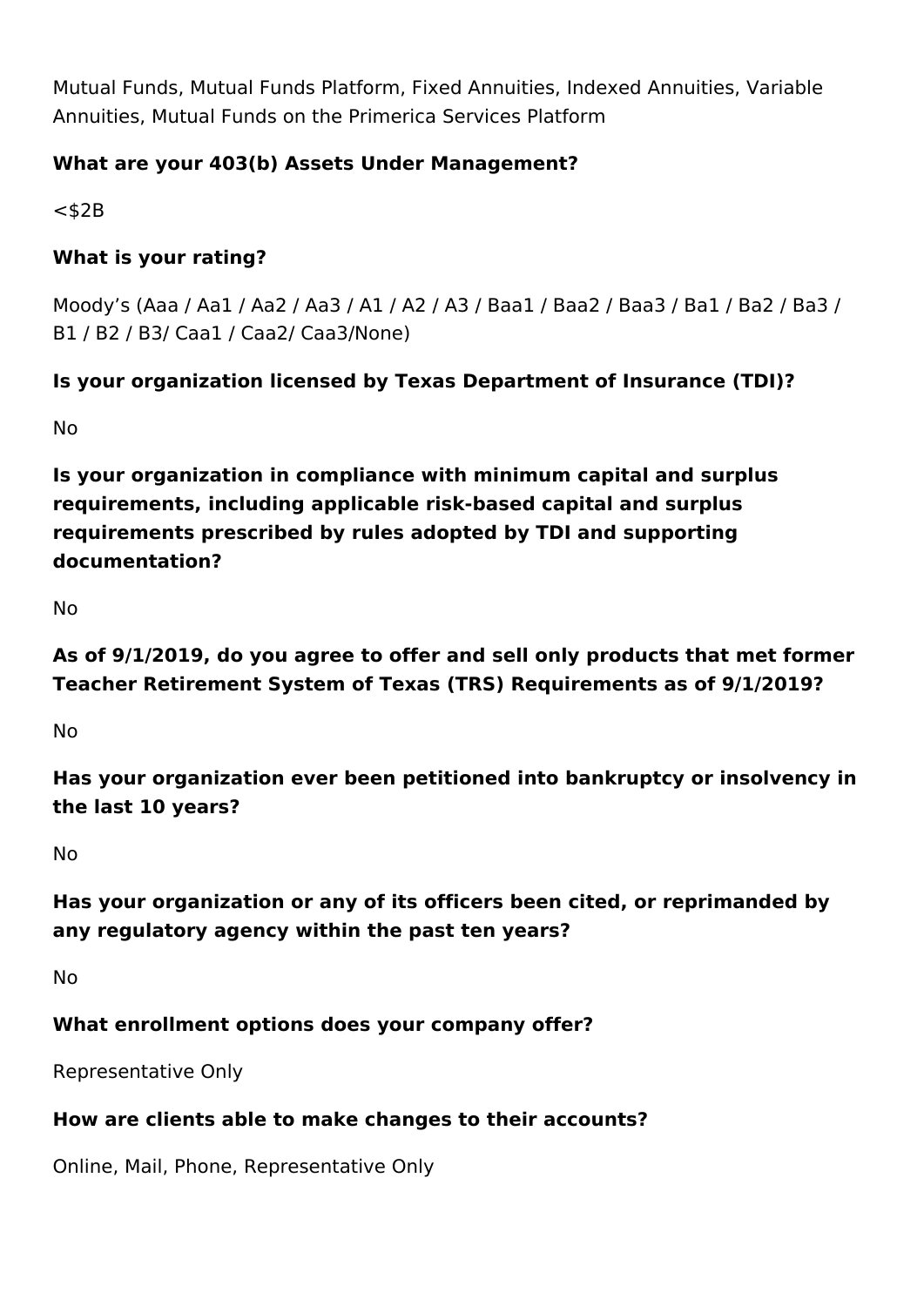Mutual Funds, Mutual Funds Platform, Fixed Annuities, Indexed Annuities, Variable Annuities, Mutual Funds on the Primerica Services Platform

**What are your 403(b) Assets Under Management?**

<$2B

**What is your rating?**

Moody's (Aaa / Aa1 / Aa2 / Aa3 / A1 / A2 / A3 / Baa1 / Baa2 / Baa3 / Ba1 / Ba2 / Ba3 / B1 / B2 / B3/ Caa1 / Caa2/ Caa3/None)

**Is your organization licensed by Texas Department of Insurance (TDI)?**

No

**Is your organization in compliance with minimum capital and surplus requirements, including applicable risk-based capital and surplus requirements prescribed by rules adopted by TDI and supporting documentation?**

No

**As of 9/1/2019, do you agree to offer and sell only products that met former Teacher Retirement System of Texas (TRS) Requirements as of 9/1/2019?**

No

**Has your organization ever been petitioned into bankruptcy or insolvency in the last 10 years?**

No

**Has your organization or any of its officers been cited, or reprimanded by any regulatory agency within the past ten years?**

No

**What enrollment options does your company offer?**

Representative Only

**How are clients able to make changes to their accounts?**

Online, Mail, Phone, Representative Only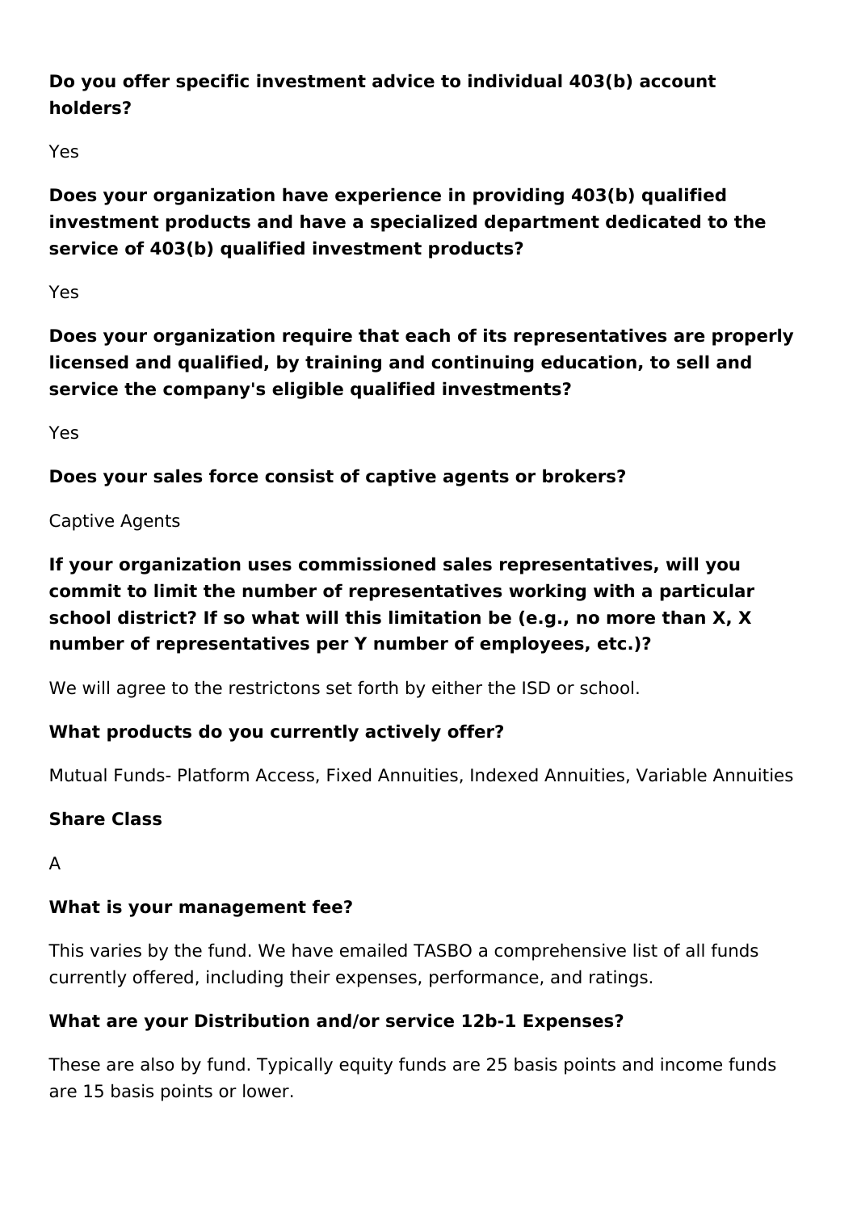**Do you offer specific investment advice to individual 403(b) account holders?**

Yes

**Does your organization have experience in providing 403(b) qualified investment products and have a specialized department dedicated to the service of 403(b) qualified investment products?**

Yes

**Does your organization require that each of its representatives are properly licensed and qualified, by training and continuing education, to sell and service the company's eligible qualified investments?**

Yes

**Does your sales force consist of captive agents or brokers?**

Captive Agents

**If your organization uses commissioned sales representatives, will you commit to limit the number of representatives working with a particular school district? If so what will this limitation be (e.g., no more than X, X number of representatives per Y number of employees, etc.)?**

We will agree to the restrictons set forth by either the ISD or school.

**What products do you currently actively offer?**

Mutual Funds- Platform Access, Fixed Annuities, Indexed Annuities, Variable Annuities

**Share Class**

A

**What is your management fee?**

This varies by the fund. We have emailed TASBO a comprehensive list of all funds currently offered, including their expenses, performance, and ratings.

**What are your Distribution and/or service 12b-1 Expenses?**

These are also by fund. Typically equity funds are 25 basis points and income funds are 15 basis points or lower.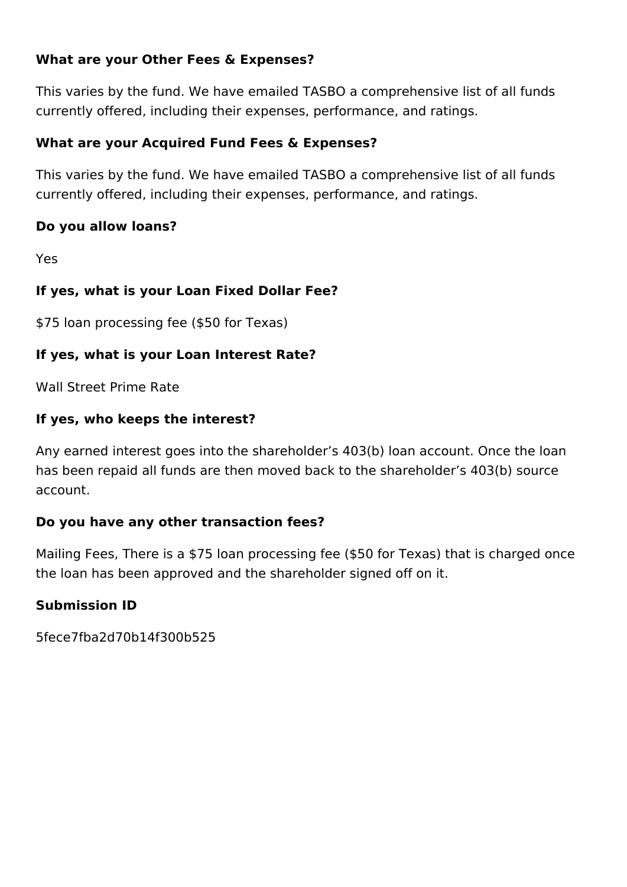**What are your Other Fees & Expenses?**

This varies by the fund. We have emailed TASBO a comprehensive list of all funds currently offered, including their expenses, performance, and ratings.

**What are your Acquired Fund Fees & Expenses?**

This varies by the fund. We have emailed TASBO a comprehensive list of all funds currently offered, including their expenses, performance, and ratings.

**Do you allow loans?**

Yes

**If yes, what is your Loan Fixed Dollar Fee?**

$75 loan processing fee ($50 for Texas)

**If yes, what is your Loan Interest Rate?**

Wall Street Prime Rate

**If yes, who keeps the interest?**

Any earned interest goes into the shareholder's 403(b) loan account. Once the loan has been repaid all funds are then moved back to the shareholder's 403(b) source account.

**Do you have any other transaction fees?**

Mailing Fees, There is a $75 loan processing fee ($50 for Texas) that is charged once the loan has been approved and the shareholder signed off on it.

**Submission ID**

5fece7fba2d70b14f300b525